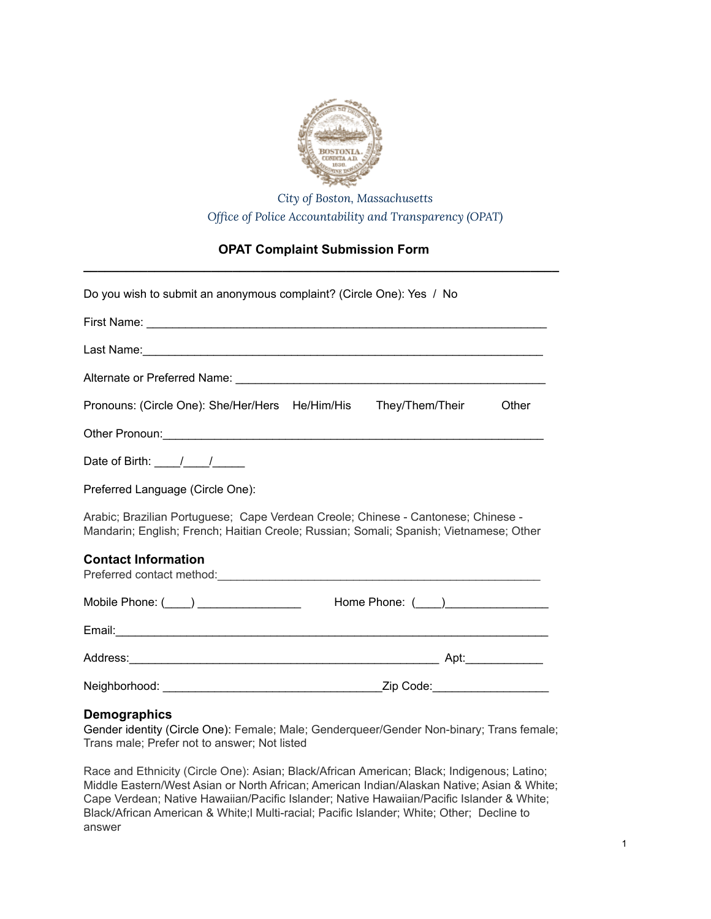*City of Boston, Massachusetts*

*Office of Police Accountability and Transparency (OPAT)*

# OPAT Complaint Submission Form

---

Do you wish to submit an anonymous complaint? (Circle One): Yes / No

First Name: ____________________________________________________________

Last Name:____________________________________________________________

Alternate or Preferred Name: ______________________________________________

Pronouns: (Circle One): She/Her/Hers He/Him/His They/Them/Their Other

Other Pronoun:________________________________________________________

Date of Birth: ____/____/_____

Preferred Language (Circle One):

Arabic; Brazilian Portuguese; Cape Verdean Creole; Chinese - Cantonese; Chinese - Mandarin; English; French; Haitian Creole; Russian; Somali; Spanish; Vietnamese; Other

## Contact Information

Preferred contact method:_______________________________________________

Mobile Phone: (____) ________________ Home Phone: (____)________________

Email:_________________________________________________________________

Address:_______________________________________________ Apt:____________

Neighborhood: _________________________________Zip Code:_________________

## Demographics

Gender identity (Circle One): Female; Male; Genderqueer/Gender Non-binary; Trans female; Trans male; Prefer not to answer; Not listed

Race and Ethnicity (Circle One): Asian; Black/African American; Black; Indigenous; Latino; Middle Eastern/West Asian or North African; American Indian/Alaskan Native; Asian & White; Cape Verdean; Native Hawaiian/Pacific Islander; Native Hawaiian/Pacific Islander & White; Black/African American & White;l Multi-racial; Pacific Islander; White; Other; Decline to answer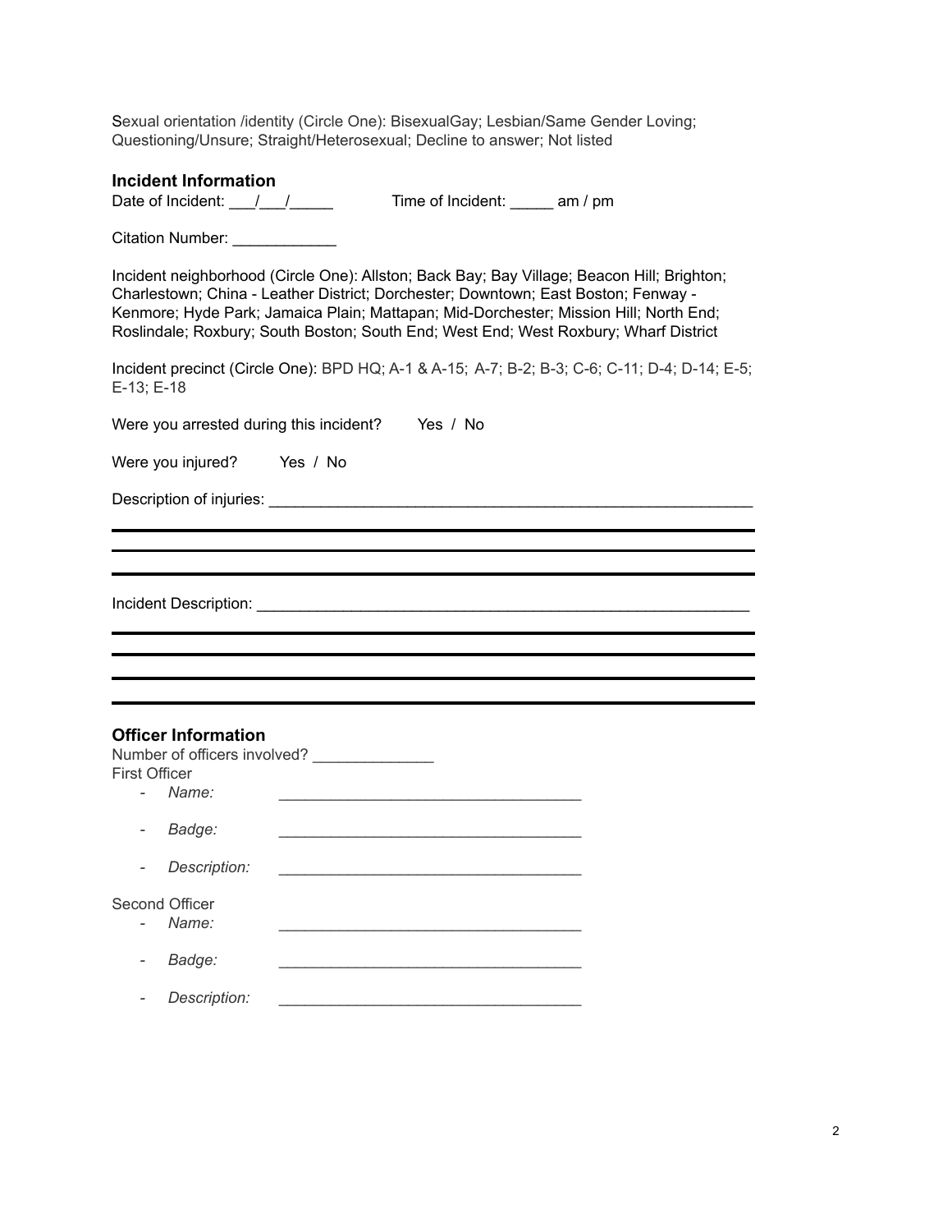Sexual orientation /identity (Circle One): BisexualGay; Lesbian/Same Gender Loving; Questioning/Unsure; Straight/Heterosexual; Decline to answer; Not listed

### Incident Information

Date of Incident: ___/___/_____ Time of Incident: _____ am / pm

Citation Number: ____________

Incident neighborhood (Circle One): Allston; Back Bay; Bay Village; Beacon Hill; Brighton; Charlestown; China - Leather District; Dorchester; Downtown; East Boston; Fenway - Kenmore; Hyde Park; Jamaica Plain; Mattapan; Mid-Dorchester; Mission Hill; North End; Roslindale; Roxbury; South Boston; South End; West End; West Roxbury; Wharf District

Incident precinct (Circle One): BPD HQ; A-1 & A-15; A-7; B-2; B-3; C-6; C-11; D-4; D-14; E-5; E-13; E-18

Were you arrested during this incident? Yes / No

Were you injured? Yes / No

Description of injuries: ___________________________________________________________

___________________________________________________________________________

___________________________________________________________________________

___________________________________________________________________________

Incident Description: ______________________________________________________________

___________________________________________________________________________

___________________________________________________________________________

___________________________________________________________________________

___________________________________________________________________________

### Officer Information

Number of officers involved? ______________

First Officer

- *Name:* ___________________________________
- *Badge:* ___________________________________
- *Description:* ___________________________________

Second Officer

- *Name:* ___________________________________
- *Badge:* ___________________________________
- *Description:* ___________________________________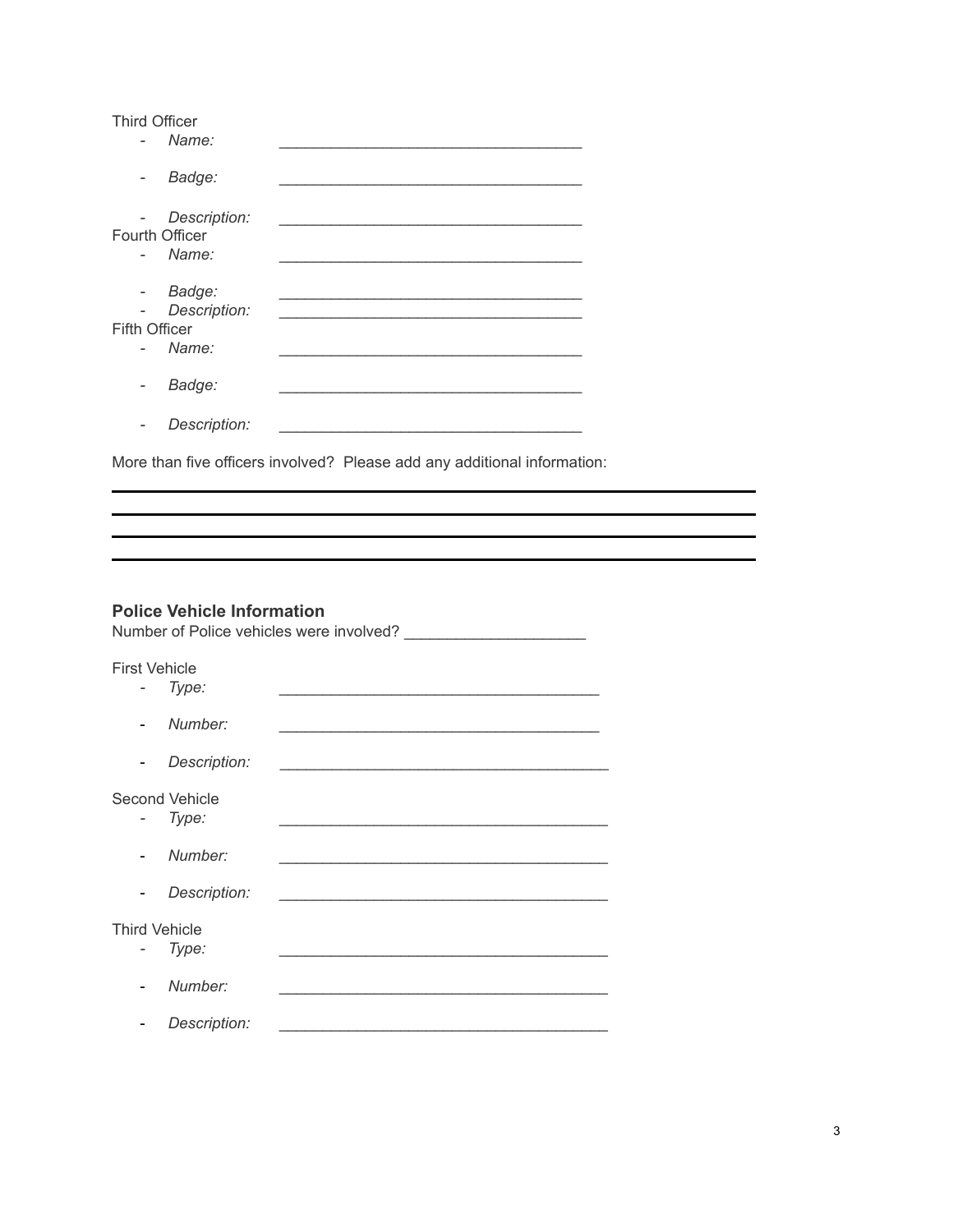Third Officer

- *Name:* ___________________________________
- *Badge:* ___________________________________
- *Description:* ___________________________________

Fourth Officer

- *Name:* ___________________________________
- *Badge:* ___________________________________
- *Description:* ___________________________________

Fifth Officer

- *Name:* ___________________________________
- *Badge:* ___________________________________
- *Description:* ___________________________________

More than five officers involved? Please add any additional information:

___________________________________________________________________________

___________________________________________________________________________

___________________________________________________________________________

___________________________________________________________________________

**Police Vehicle Information**

Number of Police vehicles were involved? ____________________

First Vehicle

- *Type:* _____________________________________
- *Number:* _____________________________________
- *Description:* _____________________________________

Second Vehicle

- *Type:* _____________________________________
- *Number:* _____________________________________
- *Description:* _____________________________________

Third Vehicle

- *Type:* _____________________________________
- *Number:* _____________________________________
- *Description:* _____________________________________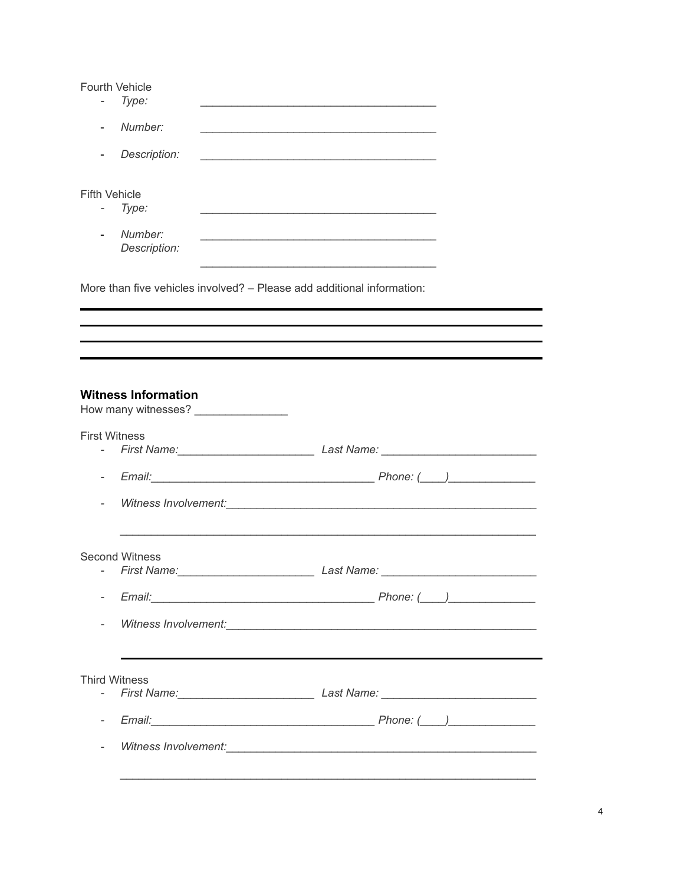Fourth Vehicle

- *Type:* ______________________________________
- *Number:* ______________________________________
- *Description:* ______________________________________

Fifth Vehicle

- *Type:* ______________________________________
- *Number:* ______________________________________
  *Description:* ______________________________________

More than five vehicles involved? – Please add additional information:

---

---

---

---

## **Witness Information**

How many witnesses? _______________

First Witness

- *First Name:*______________________ *Last Name:* _________________________
- *Email:*____________________________________ *Phone:* (____)______________
- *Witness Involvement:*__________________________________________________
  ________________________________________________________________

Second Witness

- *First Name:*______________________ *Last Name:* _________________________
- *Email:*____________________________________ *Phone:* (____)______________
- *Witness Involvement:*__________________________________________________

---

Third Witness

- *First Name:*______________________ *Last Name:* _________________________
- *Email:*____________________________________ *Phone:* (____)______________
- *Witness Involvement:*__________________________________________________
  ________________________________________________________________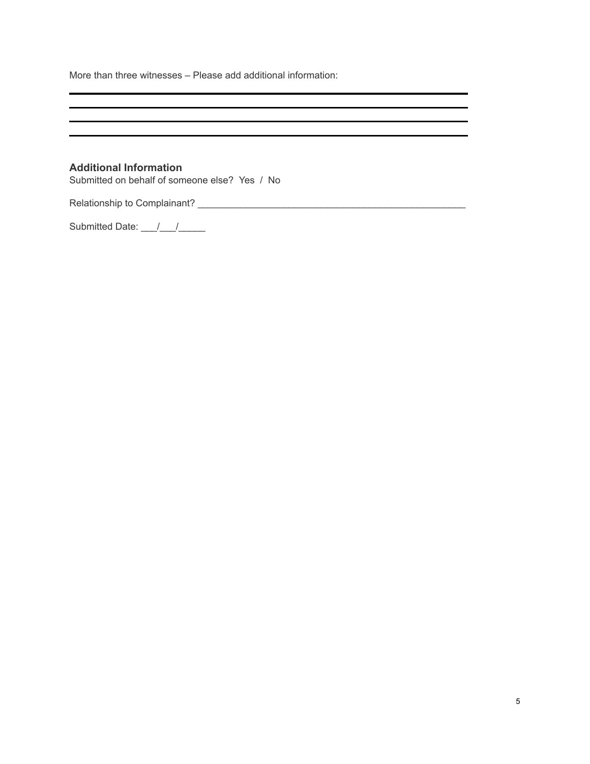More than three witnesses – Please add additional information:

\_\_\_\_\_\_\_\_\_\_\_\_\_\_\_\_\_\_\_\_\_\_\_\_\_\_\_\_\_\_\_\_\_\_\_\_\_\_\_\_\_\_\_\_\_\_\_\_\_\_\_\_\_\_\_\_\_\_\_\_

\_\_\_\_\_\_\_\_\_\_\_\_\_\_\_\_\_\_\_\_\_\_\_\_\_\_\_\_\_\_\_\_\_\_\_\_\_\_\_\_\_\_\_\_\_\_\_\_\_\_\_\_\_\_\_\_\_\_\_\_

\_\_\_\_\_\_\_\_\_\_\_\_\_\_\_\_\_\_\_\_\_\_\_\_\_\_\_\_\_\_\_\_\_\_\_\_\_\_\_\_\_\_\_\_\_\_\_\_\_\_\_\_\_\_\_\_\_\_\_\_

\_\_\_\_\_\_\_\_\_\_\_\_\_\_\_\_\_\_\_\_\_\_\_\_\_\_\_\_\_\_\_\_\_\_\_\_\_\_\_\_\_\_\_\_\_\_\_\_\_\_\_\_\_\_\_\_\_\_\_\_

### Additional Information

Submitted on behalf of someone else? Yes / No

Relationship to Complainant? \_\_\_\_\_\_\_\_\_\_\_\_\_\_\_\_\_\_\_\_\_\_\_\_\_\_\_\_\_\_\_\_\_\_\_\_\_\_\_\_\_\_\_\_\_\_\_\_\_\_

Submitted Date: \_\_\_/\_\_\_/\_\_\_\_\_